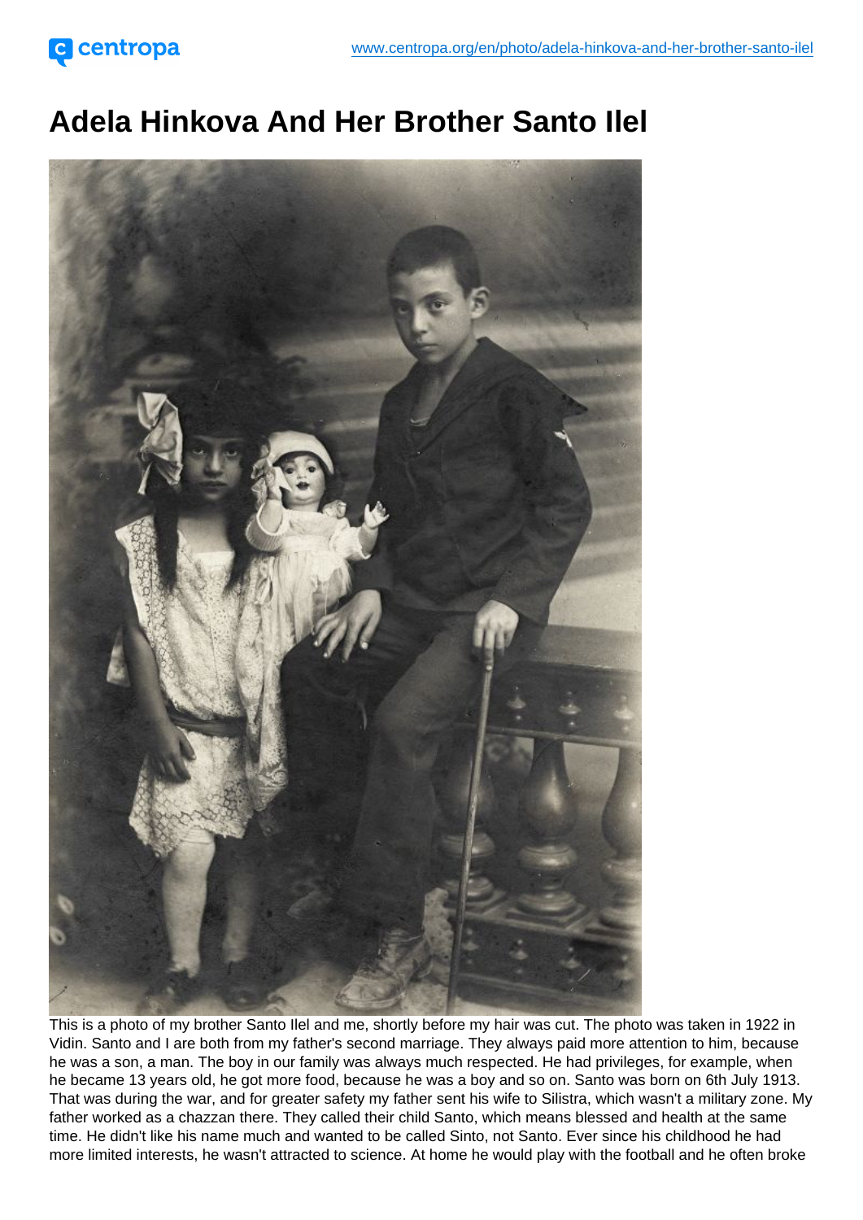# Adela Hinkova And Her Brother Santo Ilel

This is a photo of my brother Santo Ilel and me, shortly before my hair was cut. The photo was taken in 1922 in Vidin. Santo and I are both from my father's second marriage. They always paid more attention to him, because he was a son, a man. The boy in our family was always much respected. He had privileges, for example, when he became 13 years old, he got more food, because he was a boy and so on. Santo was born on 6th July 1913. That was during the war, and for greater safety my father sent his wife to Silistra, which wasn't a military zone. My father worked as a chazzan there. They called their child Santo, which means blessed and health at the same time. He didn't like his name much and wanted to be called Sinto, not Santo. Ever since his childhood he had more limited interests, he wasn't attracted to science. At home he would play with the football and he often broke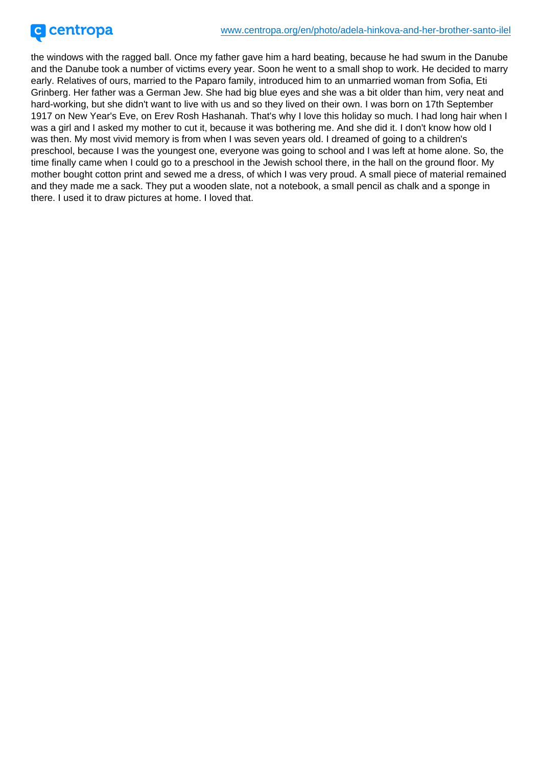the windows with the ragged ball. Once my father gave him a hard beating, because he had swum in the Danube and the Danube took a number of victims every year. Soon he went to a small shop to work. He decided to marry early. Relatives of ours, married to the Paparo family, introduced him to an unmarried woman from Sofia, Eti Grinberg. Her father was a German Jew. She had big blue eyes and she was a bit older than him, very neat and hard-working, but she didn't want to live with us and so they lived on their own. I was born on 17th September 1917 on New Year's Eve, on Erev Rosh Hashanah. That's why I love this holiday so much. I had long hair when I was a girl and I asked my mother to cut it, because it was bothering me. And she did it. I don't know how old I was then. My most vivid memory is from when I was seven years old. I dreamed of going to a children's preschool, because I was the youngest one, everyone was going to school and I was left at home alone. So, the time finally came when I could go to a preschool in the Jewish school there, in the hall on the ground floor. My mother bought cotton print and sewed me a dress, of which I was very proud. A small piece of material remained and they made me a sack. They put a wooden slate, not a notebook, a small pencil as chalk and a sponge in there. I used it to draw pictures at home. I loved that.